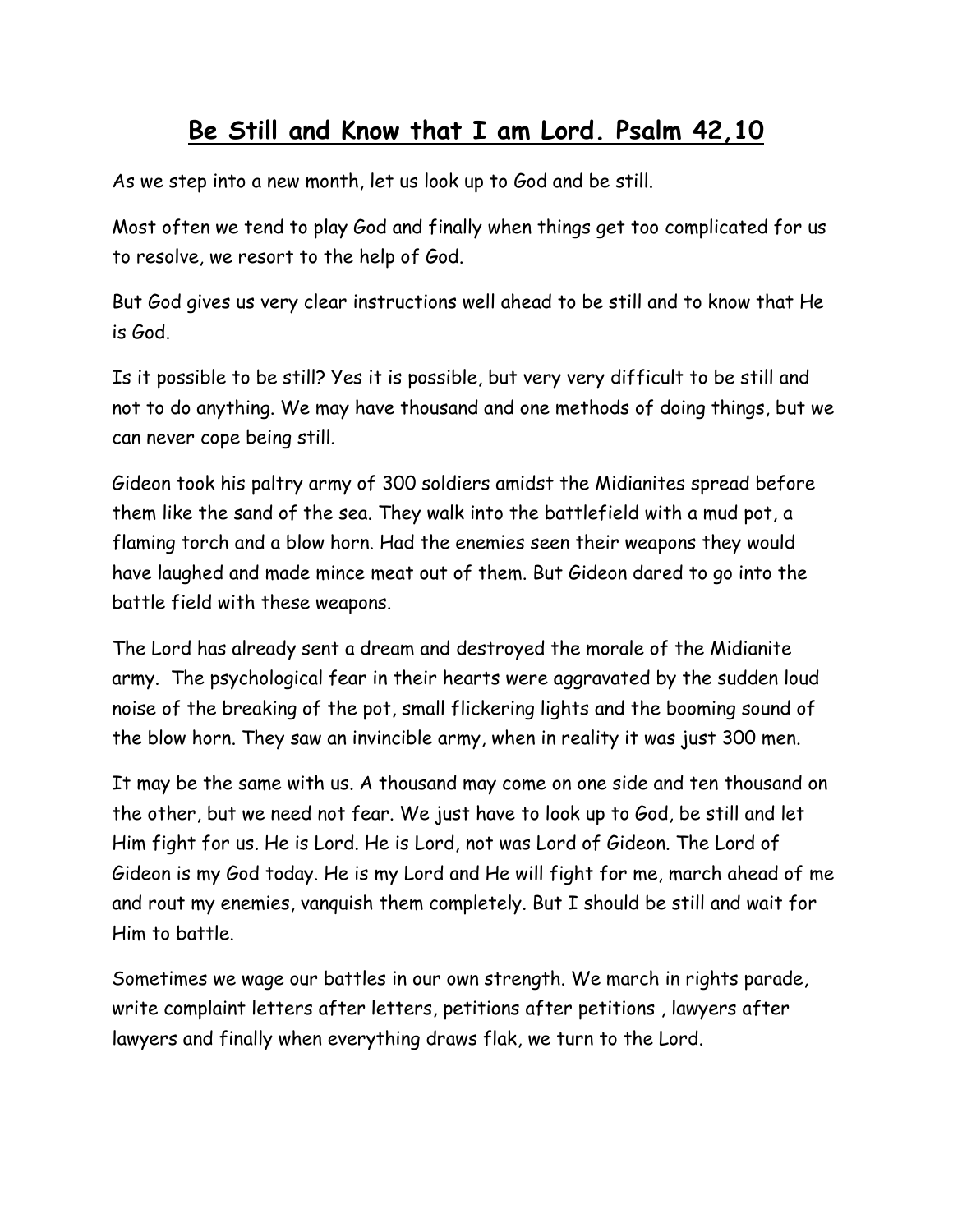# **Be Still and Know that I am Lord. Psalm 42,10**

As we step into a new month, let us look up to God and be still.

Most often we tend to play God and finally when things get too complicated for us to resolve, we resort to the help of God.

But God gives us very clear instructions well ahead to be still and to know that He is God.

Is it possible to be still? Yes it is possible, but very very difficult to be still and not to do anything. We may have thousand and one methods of doing things, but we can never cope being still.

Gideon took his paltry army of 300 soldiers amidst the Midianites spread before them like the sand of the sea. They walk into the battlefield with a mud pot, a flaming torch and a blow horn. Had the enemies seen their weapons they would have laughed and made mince meat out of them. But Gideon dared to go into the battle field with these weapons.

The Lord has already sent a dream and destroyed the morale of the Midianite army. The psychological fear in their hearts were aggravated by the sudden loud noise of the breaking of the pot, small flickering lights and the booming sound of the blow horn. They saw an invincible army, when in reality it was just 300 men.

It may be the same with us. A thousand may come on one side and ten thousand on the other, but we need not fear. We just have to look up to God, be still and let Him fight for us. He is Lord. He is Lord, not was Lord of Gideon. The Lord of Gideon is my God today. He is my Lord and He will fight for me, march ahead of me and rout my enemies, vanquish them completely. But I should be still and wait for Him to battle.

Sometimes we wage our battles in our own strength. We march in rights parade, write complaint letters after letters, petitions after petitions , lawyers after lawyers and finally when everything draws flak, we turn to the Lord.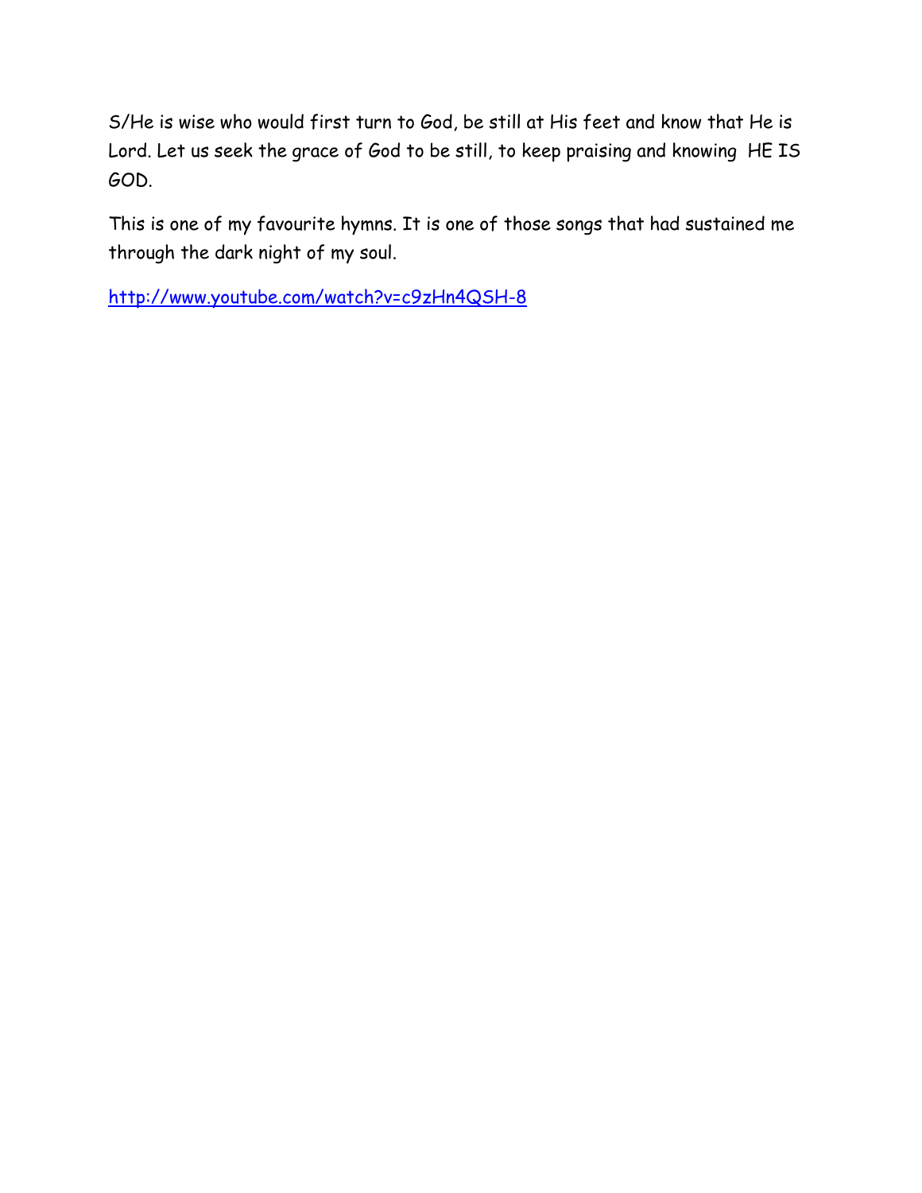S/He is wise who would first turn to God, be still at His feet and know that He is Lord. Let us seek the grace of God to be still, to keep praising and knowing HE IS GOD.

This is one of my favourite hymns. It is one of those songs that had sustained me through the dark night of my soul.

http://www.youtube.com/watch?v=c9zHn4QSH-8